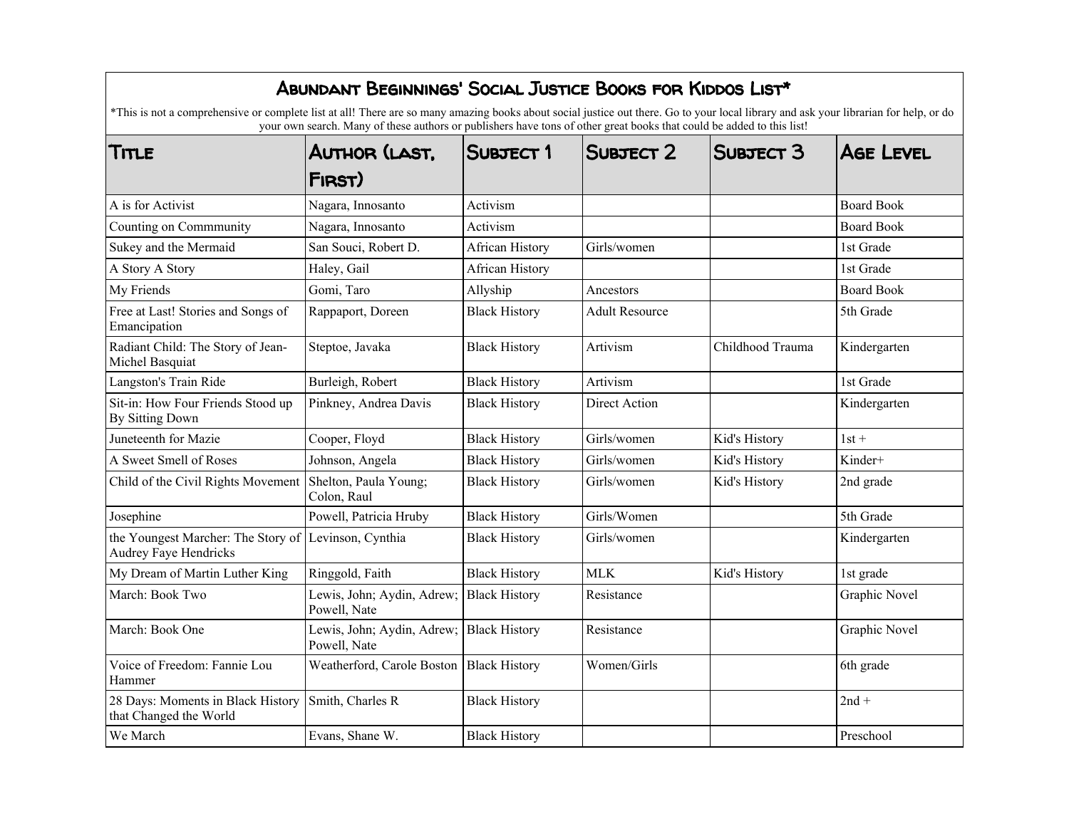# Abundant Beginnings' Social Justice Books for Kiddos List*

*This is not a comprehensive or complete list at all! There are so many amazing books about social justice out there. Go to your local library and ask your librarian for help, or do your own search. Many of these authors or publishers have tons of other great books that could be added to this list!

| Title | Author (last, First) | Subject 1 | Subject 2 | Subject 3 | Age Level |
|---|---|---|---|---|---|
| A is for Activist | Nagara, Innosanto | Activism | | | Board Book |
| Counting on Commmunity | Nagara, Innosanto | Activism | | | Board Book |
| Sukey and the Mermaid | San Souci, Robert D. | African History | Girls/women | | 1st Grade |
| A Story A Story | Haley, Gail | African History | | | 1st Grade |
| My Friends | Gomi, Taro | Allyship | Ancestors | | Board Book |
| Free at Last! Stories and Songs of Emancipation | Rappaport, Doreen | Black History | Adult Resource | | 5th Grade |
| Radiant Child: The Story of Jean-Michel Basquiat | Steptoe, Javaka | Black History | Artivism | Childhood Trauma | Kindergarten |
| Langston's Train Ride | Burleigh, Robert | Black History | Artivism | | 1st Grade |
| Sit-in: How Four Friends Stood up By Sitting Down | Pinkney, Andrea Davis | Black History | Direct Action | | Kindergarten |
| Juneteenth for Mazie | Cooper, Floyd | Black History | Girls/women | Kid's History | 1st + |
| A Sweet Smell of Roses | Johnson, Angela | Black History | Girls/women | Kid's History | Kinder+ |
| Child of the Civil Rights Movement | Shelton, Paula Young; Colon, Raul | Black History | Girls/women | Kid's History | 2nd grade |
| Josephine | Powell, Patricia Hruby | Black History | Girls/Women | | 5th Grade |
| the Youngest Marcher: The Story of Audrey Faye Hendricks | Levinson, Cynthia | Black History | Girls/women | | Kindergarten |
| My Dream of Martin Luther King | Ringgold, Faith | Black History | MLK | Kid's History | 1st grade |
| March: Book Two | Lewis, John; Aydin, Adrew; Powell, Nate | Black History | Resistance | | Graphic Novel |
| March: Book One | Lewis, John; Aydin, Adrew; Powell, Nate | Black History | Resistance | | Graphic Novel |
| Voice of Freedom: Fannie Lou Hammer | Weatherford, Carole Boston | Black History | Women/Girls | | 6th grade |
| 28 Days: Moments in Black History that Changed the World | Smith, Charles R | Black History | | | 2nd + |
| We March | Evans, Shane W. | Black History | | | Preschool |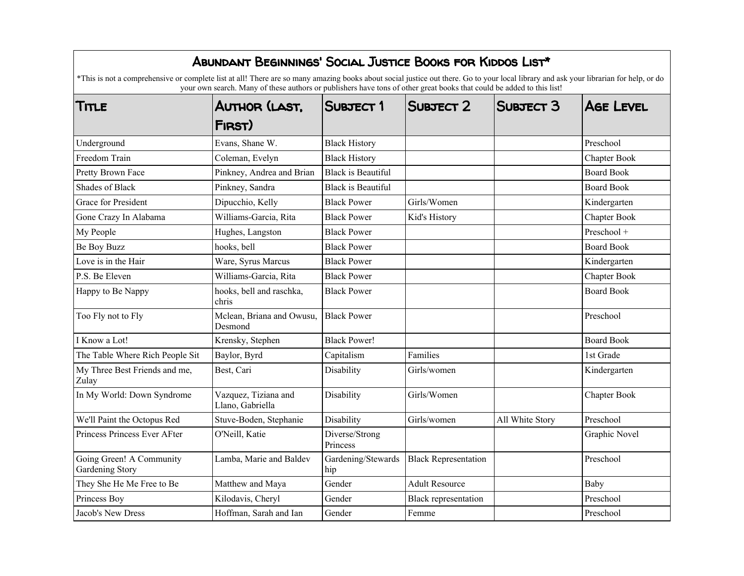## Abundant Beginnings' Social Justice Books for Kiddos List*

*This is not a comprehensive or complete list at all! There are so many amazing books about social justice out there. Go to your local library and ask your librarian for help, or do your own search. Many of these authors or publishers have tons of other great books that could be added to this list!

| Title | Author (last, First) | Subject 1 | Subject 2 | Subject 3 | Age Level |
|---|---|---|---|---|---|
| Underground | Evans, Shane W. | Black History | | | Preschool |
| Freedom Train | Coleman, Evelyn | Black History | | | Chapter Book |
| Pretty Brown Face | Pinkney, Andrea and Brian | Black is Beautiful | | | Board Book |
| Shades of Black | Pinkney, Sandra | Black is Beautiful | | | Board Book |
| Grace for President | Dipucchio, Kelly | Black Power | Girls/Women | | Kindergarten |
| Gone Crazy In Alabama | Williams-Garcia, Rita | Black Power | Kid's History | | Chapter Book |
| My People | Hughes, Langston | Black Power | | | Preschool + |
| Be Boy Buzz | hooks, bell | Black Power | | | Board Book |
| Love is in the Hair | Ware, Syrus Marcus | Black Power | | | Kindergarten |
| P.S. Be Eleven | Williams-Garcia, Rita | Black Power | | | Chapter Book |
| Happy to Be Nappy | hooks, bell and raschka, chris | Black Power | | | Board Book |
| Too Fly not to Fly | Mclean, Briana and Owusu, Desmond | Black Power | | | Preschool |
| I Know a Lot! | Krensky, Stephen | Black Power! | | | Board Book |
| The Table Where Rich People Sit | Baylor, Byrd | Capitalism | Families | | 1st Grade |
| My Three Best Friends and me, Zulay | Best, Cari | Disability | Girls/women | | Kindergarten |
| In My World: Down Syndrome | Vazquez, Tiziana and Llano, Gabriella | Disability | Girls/Women | | Chapter Book |
| We'll Paint the Octopus Red | Stuve-Boden, Stephanie | Disability | Girls/women | All White Story | Preschool |
| Princess Princess Ever AFter | O'Neill, Katie | Diverse/Strong Princess | | | Graphic Novel |
| Going Green! A Community Gardening Story | Lamba, Marie and Baldev | Gardening/Stewardship | Black Representation | | Preschool |
| They She He Me Free to Be | Matthew and Maya | Gender | Adult Resource | | Baby |
| Princess Boy | Kilodavis, Cheryl | Gender | Black representation | | Preschool |
| Jacob's New Dress | Hoffman, Sarah and Ian | Gender | Femme | | Preschool |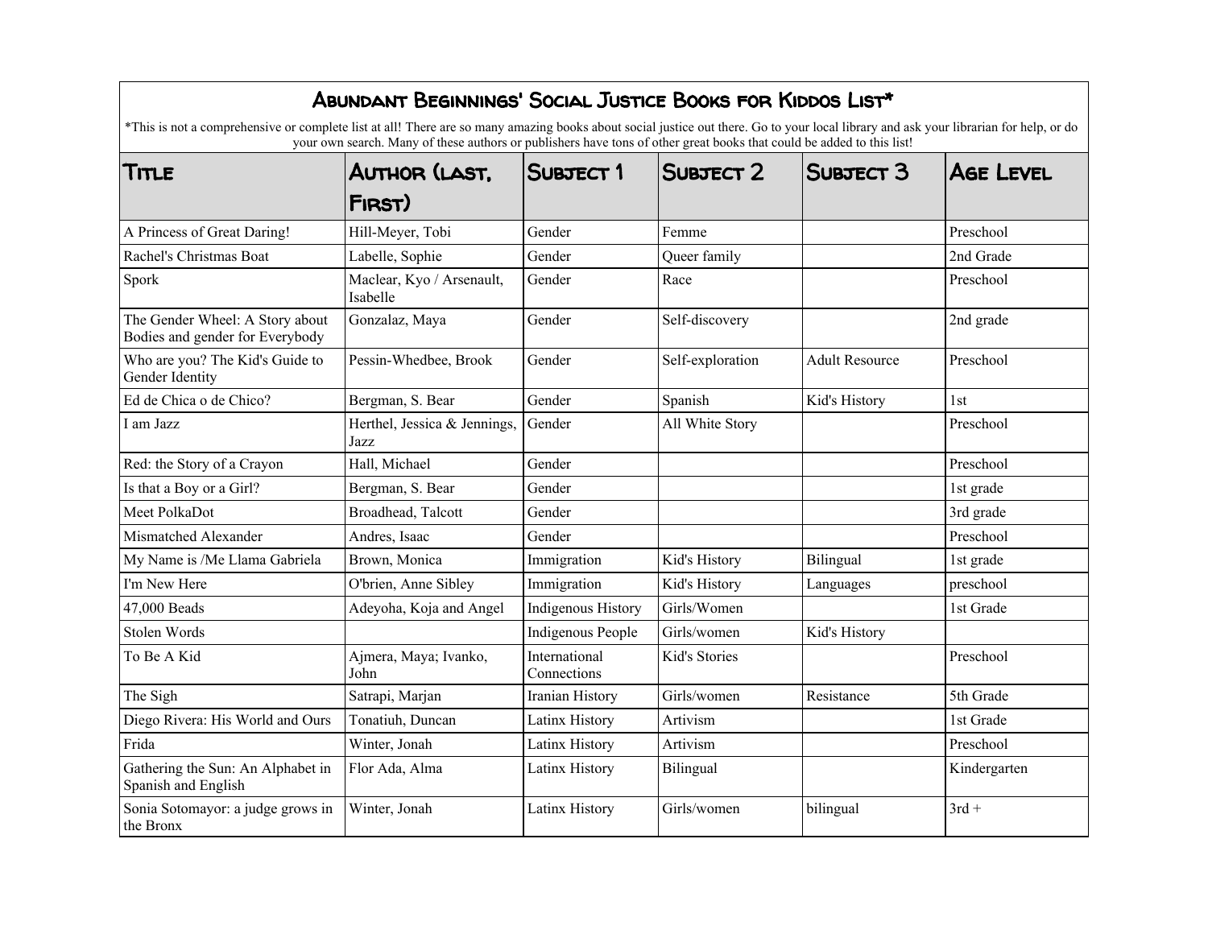# Abundant Beginnings' Social Justice Books for Kiddos List*

*This is not a comprehensive or complete list at all! There are so many amazing books about social justice out there. Go to your local library and ask your librarian for help, or do your own search. Many of these authors or publishers have tons of other great books that could be added to this list!

| Title | Author (last, First) | Subject 1 | Subject 2 | Subject 3 | Age Level |
|---|---|---|---|---|---|
| A Princess of Great Daring! | Hill-Meyer, Tobi | Gender | Femme | | Preschool |
| Rachel's Christmas Boat | Labelle, Sophie | Gender | Queer family | | 2nd Grade |
| Spork | Maclear, Kyo / Arsenault, Isabelle | Gender | Race | | Preschool |
| The Gender Wheel: A Story about Bodies and gender for Everybody | Gonzalaz, Maya | Gender | Self-discovery | | 2nd grade |
| Who are you? The Kid's Guide to Gender Identity | Pessin-Whedbee, Brook | Gender | Self-exploration | Adult Resource | Preschool |
| Ed de Chica o de Chico? | Bergman, S. Bear | Gender | Spanish | Kid's History | 1st |
| I am Jazz | Herthel, Jessica & Jennings, Jazz | Gender | All White Story | | Preschool |
| Red: the Story of a Crayon | Hall, Michael | Gender | | | Preschool |
| Is that a Boy or a Girl? | Bergman, S. Bear | Gender | | | 1st grade |
| Meet PolkaDot | Broadhead, Talcott | Gender | | | 3rd grade |
| Mismatched Alexander | Andres, Isaac | Gender | | | Preschool |
| My Name is /Me Llama Gabriela | Brown, Monica | Immigration | Kid's History | Bilingual | 1st grade |
| I'm New Here | O'brien, Anne Sibley | Immigration | Kid's History | Languages | preschool |
| 47,000 Beads | Adeyoha, Koja and Angel | Indigenous History | Girls/Women | | 1st Grade |
| Stolen Words | | Indigenous People | Girls/women | Kid's History | |
| To Be A Kid | Ajmera, Maya; Ivanko, John | International Connections | Kid's Stories | | Preschool |
| The Sigh | Satrapi, Marjan | Iranian History | Girls/women | Resistance | 5th Grade |
| Diego Rivera: His World and Ours | Tonatiuh, Duncan | Latinx History | Artivism | | 1st Grade |
| Frida | Winter, Jonah | Latinx History | Artivism | | Preschool |
| Gathering the Sun: An Alphabet in Spanish and English | Flor Ada, Alma | Latinx History | Bilingual | | Kindergarten |
| Sonia Sotomayor: a judge grows in the Bronx | Winter, Jonah | Latinx History | Girls/women | bilingual | 3rd + |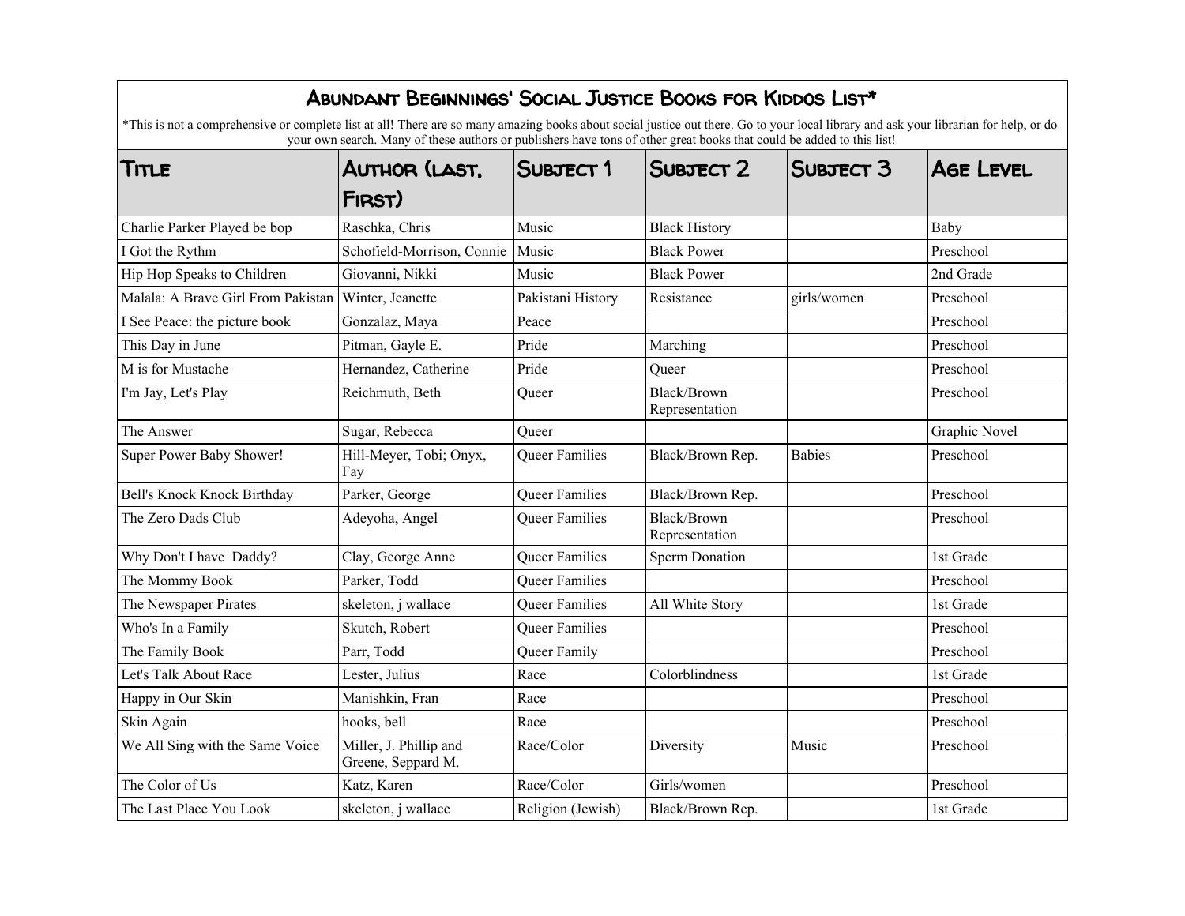# Abundant Beginnings' Social Justice Books for Kiddos List*

*This is not a comprehensive or complete list at all! There are so many amazing books about social justice out there. Go to your local library and ask your librarian for help, or do your own search. Many of these authors or publishers have tons of other great books that could be added to this list!

| Title | Author (last, First) | Subject 1 | Subject 2 | Subject 3 | Age Level |
|---|---|---|---|---|---|
| Charlie Parker Played be bop | Raschka, Chris | Music | Black History | | Baby |
| I Got the Rythm | Schofield-Morrison, Connie | Music | Black Power | | Preschool |
| Hip Hop Speaks to Children | Giovanni, Nikki | Music | Black Power | | 2nd Grade |
| Malala: A Brave Girl From Pakistan | Winter, Jeanette | Pakistani History | Resistance | girls/women | Preschool |
| I See Peace: the picture book | Gonzalaz, Maya | Peace | | | Preschool |
| This Day in June | Pitman, Gayle E. | Pride | Marching | | Preschool |
| M is for Mustache | Hernandez, Catherine | Pride | Queer | | Preschool |
| I'm Jay, Let's Play | Reichmuth, Beth | Queer | Black/Brown Representation | | Preschool |
| The Answer | Sugar, Rebecca | Queer | | | Graphic Novel |
| Super Power Baby Shower! | Hill-Meyer, Tobi; Onyx, Fay | Queer Families | Black/Brown Rep. | Babies | Preschool |
| Bell's Knock Knock Birthday | Parker, George | Queer Families | Black/Brown Rep. | | Preschool |
| The Zero Dads Club | Adeyoha, Angel | Queer Families | Black/Brown Representation | | Preschool |
| Why Don't I have Daddy? | Clay, George Anne | Queer Families | Sperm Donation | | 1st Grade |
| The Mommy Book | Parker, Todd | Queer Families | | | Preschool |
| The Newspaper Pirates | skeleton, j wallace | Queer Families | All White Story | | 1st Grade |
| Who's In a Family | Skutch, Robert | Queer Families | | | Preschool |
| The Family Book | Parr, Todd | Queer Family | | | Preschool |
| Let's Talk About Race | Lester, Julius | Race | Colorblindness | | 1st Grade |
| Happy in Our Skin | Manishkin, Fran | Race | | | Preschool |
| Skin Again | hooks, bell | Race | | | Preschool |
| We All Sing with the Same Voice | Miller, J. Phillip and Greene, Seppard M. | Race/Color | Diversity | Music | Preschool |
| The Color of Us | Katz, Karen | Race/Color | Girls/women | | Preschool |
| The Last Place You Look | skeleton, j wallace | Religion (Jewish) | Black/Brown Rep. | | 1st Grade |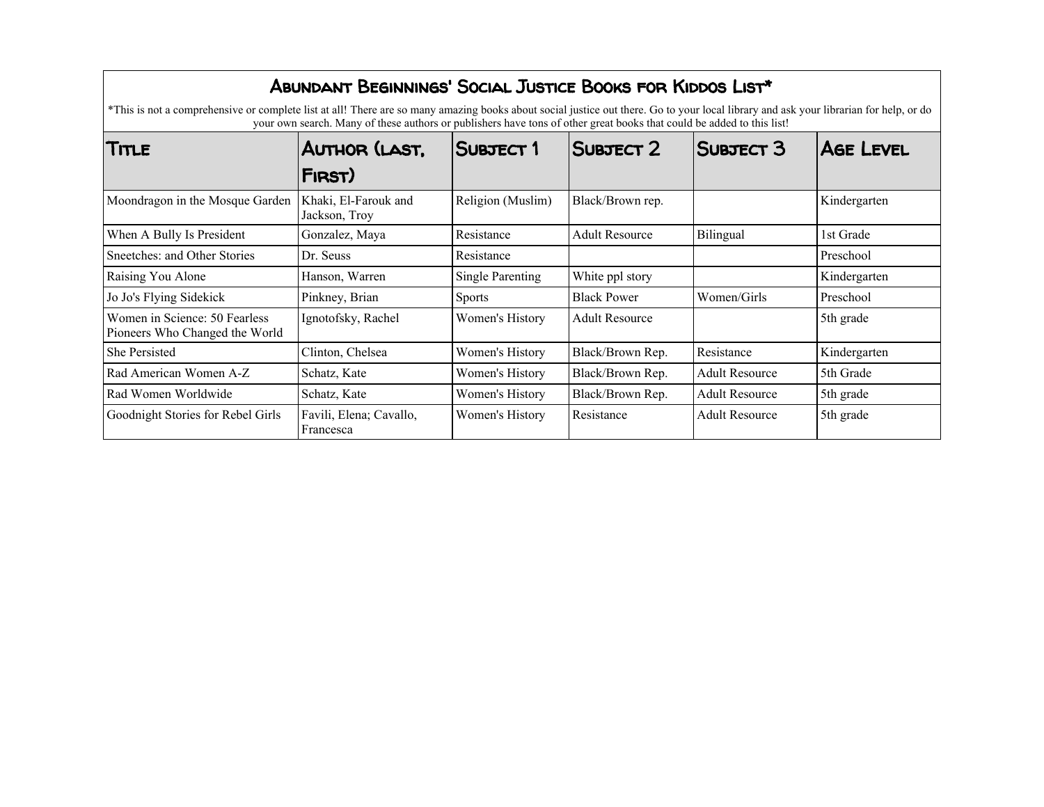## Abundant Beginnings' Social Justice Books for Kiddos List*

*This is not a comprehensive or complete list at all! There are so many amazing books about social justice out there. Go to your local library and ask your librarian for help, or do your own search. Many of these authors or publishers have tons of other great books that could be added to this list!

| Title | Author (last, First) | Subject 1 | Subject 2 | Subject 3 | Age Level |
|---|---|---|---|---|---|
| Moondragon in the Mosque Garden | Khaki, El-Farouk and Jackson, Troy | Religion (Muslim) | Black/Brown rep. | | Kindergarten |
| When A Bully Is President | Gonzalez, Maya | Resistance | Adult Resource | Bilingual | 1st Grade |
| Sneetches: and Other Stories | Dr. Seuss | Resistance | | | Preschool |
| Raising You Alone | Hanson, Warren | Single Parenting | White ppl story | | Kindergarten |
| Jo Jo's Flying Sidekick | Pinkney, Brian | Sports | Black Power | Women/Girls | Preschool |
| Women in Science: 50 Fearless Pioneers Who Changed the World | Ignotofsky, Rachel | Women's History | Adult Resource | | 5th grade |
| She Persisted | Clinton, Chelsea | Women's History | Black/Brown Rep. | Resistance | Kindergarten |
| Rad American Women A-Z | Schatz, Kate | Women's History | Black/Brown Rep. | Adult Resource | 5th Grade |
| Rad Women Worldwide | Schatz, Kate | Women's History | Black/Brown Rep. | Adult Resource | 5th grade |
| Goodnight Stories for Rebel Girls | Favili, Elena; Cavallo, Francesca | Women's History | Resistance | Adult Resource | 5th grade |